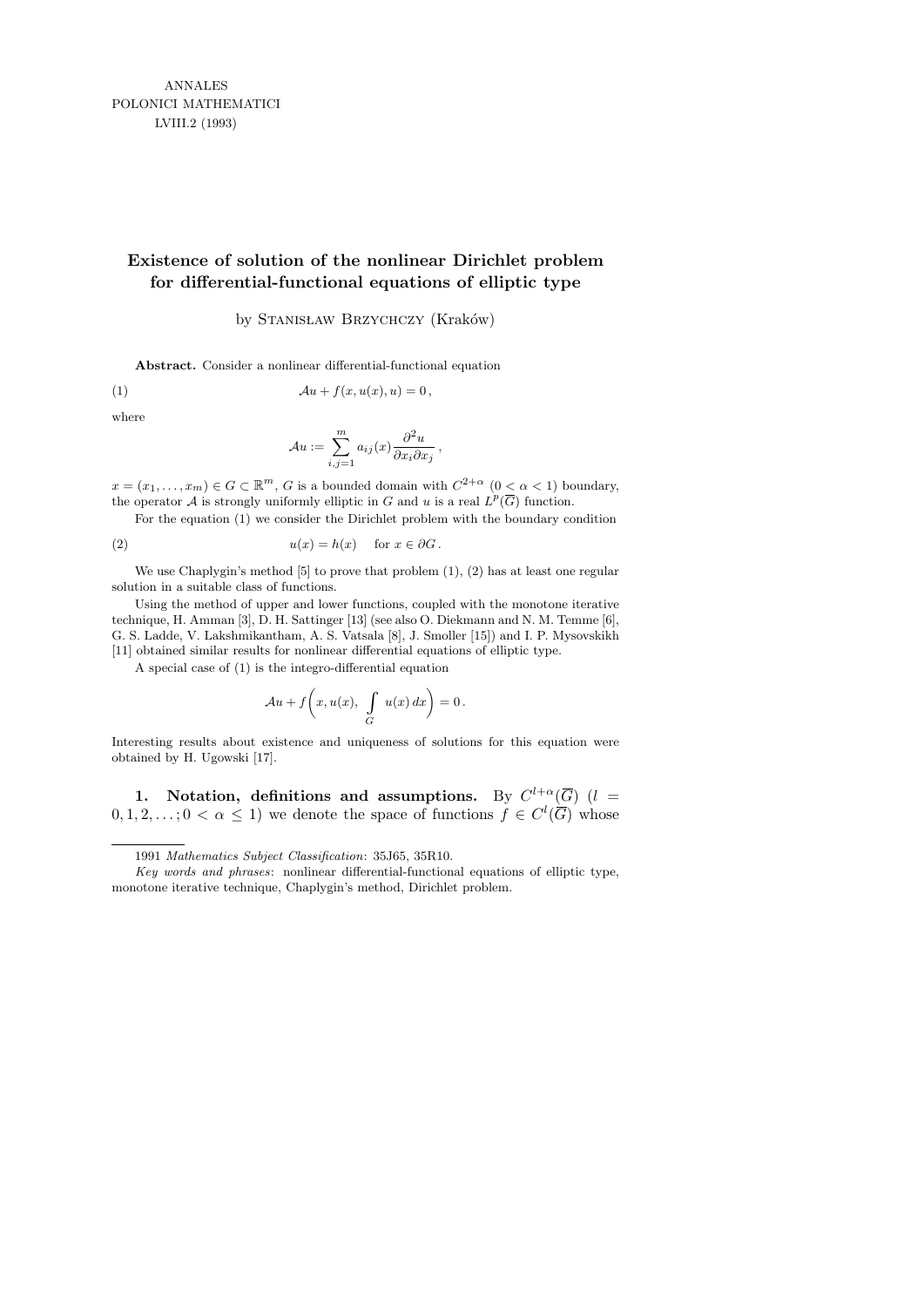ANNALES
POLONICI MATHEMATICI
LVIII.2 (1993)

# Existence of solution of the nonlinear Dirichlet problem for differential-functional equations of elliptic type

by Stanisław Brzychczy (Kraków)

**Abstract.** Consider a nonlinear differential-functional equation

$$\mathcal{A}u + f(x, u(x), u) = 0\,, \tag{1}$$

where

$$\mathcal{A}u := \sum_{i,j=1}^{m} a_{ij}(x)\frac{\partial^2 u}{\partial x_i \partial x_j}\,,$$

$x = (x_1, \ldots, x_m) \in G \subset \mathbb{R}^m$, $G$ is a bounded domain with $C^{2+\alpha}$ $(0 < \alpha < 1)$ boundary, the operator $\mathcal{A}$ is strongly uniformly elliptic in $G$ and $u$ is a real $L^p(\overline{G})$ function.

For the equation (1) we consider the Dirichlet problem with the boundary condition

$$u(x) = h(x) \quad \text{for } x \in \partial G\,. \tag{2}$$

We use Chaplygin's method [5] to prove that problem (1), (2) has at least one regular solution in a suitable class of functions.

Using the method of upper and lower functions, coupled with the monotone iterative technique, H. Amman [3], D. H. Sattinger [13] (see also O. Diekmann and N. M. Temme [6], G. S. Ladde, V. Lakshmikantham, A. S. Vatsala [8], J. Smoller [15]) and I. P. Mysovskikh [11] obtained similar results for nonlinear differential equations of elliptic type.

A special case of (1) is the integro-differential equation

$$\mathcal{A}u + f\Big(x, u(x), \int_G u(x)\, dx\Big) = 0\,.$$

Interesting results about existence and uniqueness of solutions for this equation were obtained by H. Ugowski [17].

## 1. Notation, definitions and assumptions.

By $C^{l+\alpha}(\overline{G})$ $(l = 0, 1, 2, \ldots; 0 < \alpha \le 1)$ we denote the space of functions $f \in C^l(\overline{G})$ whose

---

1991 *Mathematics Subject Classification*: 35J65, 35R10.

*Key words and phrases*: nonlinear differential-functional equations of elliptic type, monotone iterative technique, Chaplygin's method, Dirichlet problem.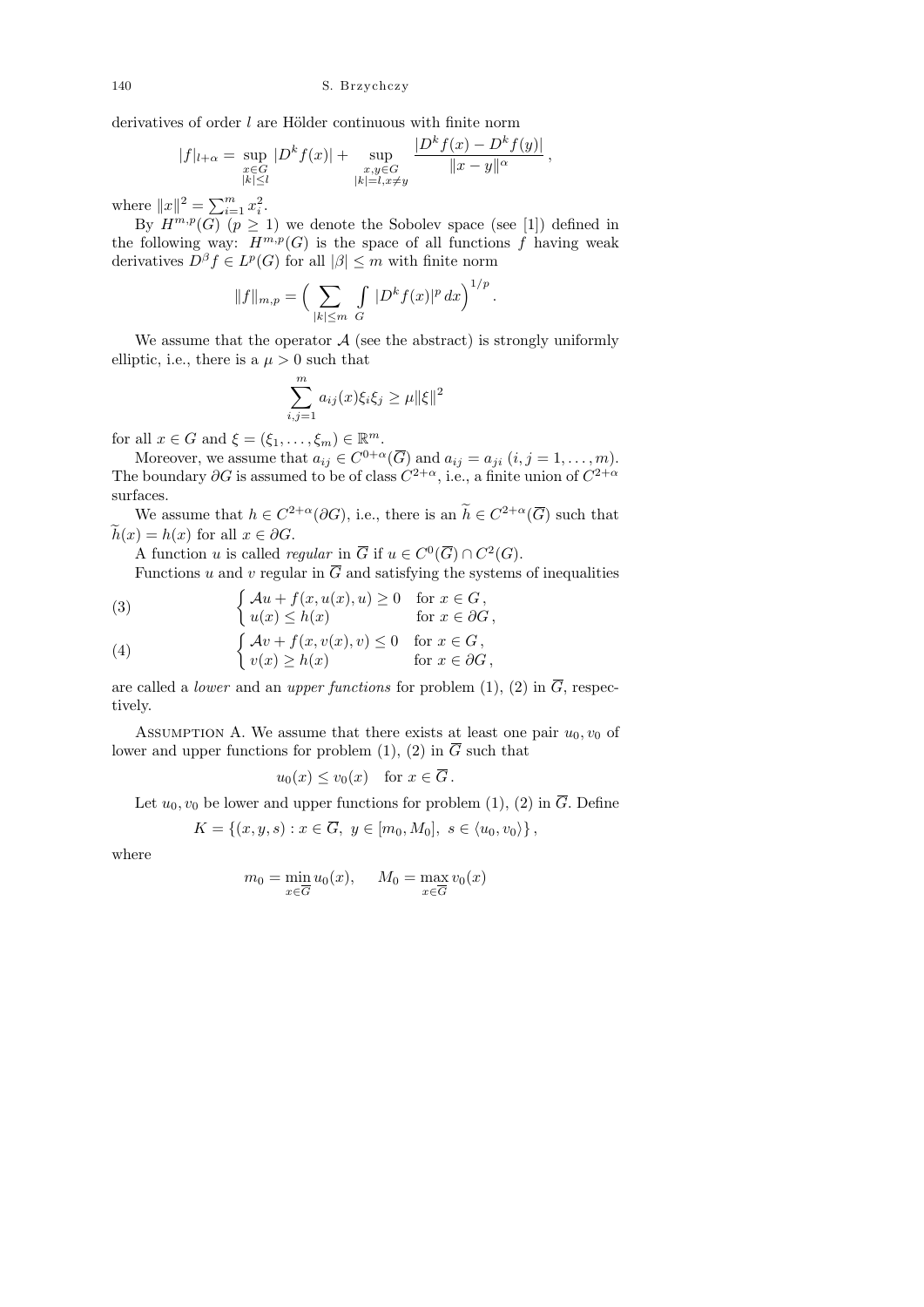derivatives of order $l$ are Hölder continuous with finite norm

$$|f|_{l+\alpha} = \sup_{\substack{x\in G\\ |k|\le l}} |D^k f(x)| + \sup_{\substack{x,y\in G\\ |k|=l, x\ne y}} \frac{|D^k f(x) - D^k f(y)|}{\|x-y\|^\alpha},$$

where $\|x\|^2 = \sum_{i=1}^m x_i^2$.

By $H^{m,p}(G)$ $(p \ge 1)$ we denote the Sobolev space (see [1]) defined in the following way: $H^{m,p}(G)$ is the space of all functions $f$ having weak derivatives $D^\beta f \in L^p(G)$ for all $|\beta| \le m$ with finite norm

$$\|f\|_{m,p} = \Big( \sum_{|k|\le m} \int_G |D^k f(x)|^p \, dx \Big)^{1/p}.$$

We assume that the operator $\mathcal{A}$ (see the abstract) is strongly uniformly elliptic, i.e., there is a $\mu > 0$ such that

$$\sum_{i,j=1}^m a_{ij}(x)\xi_i\xi_j \ge \mu \|\xi\|^2$$

for all $x \in G$ and $\xi = (\xi_1, \ldots, \xi_m) \in \mathbb{R}^m$.

Moreover, we assume that $a_{ij} \in C^{0+\alpha}(\overline{G})$ and $a_{ij} = a_{ji}$ $(i,j = 1, \ldots, m)$. The boundary $\partial G$ is assumed to be of class $C^{2+\alpha}$, i.e., a finite union of $C^{2+\alpha}$ surfaces.

We assume that $h \in C^{2+\alpha}(\partial G)$, i.e., there is an $\widetilde{h} \in C^{2+\alpha}(\overline{G})$ such that $\widetilde{h}(x) = h(x)$ for all $x \in \partial G$.

A function $u$ is called *regular* in $\overline{G}$ if $u \in C^0(\overline{G}) \cap C^2(G)$.

Functions $u$ and $v$ regular in $\overline{G}$ and satisfying the systems of inequalities

$$\begin{cases} \mathcal{A}u + f(x, u(x), u) \ge 0 & \text{for } x \in G, \\ u(x) \le h(x) & \text{for } x \in \partial G, \end{cases} \tag{3}$$

$$\begin{cases} \mathcal{A}v + f(x, v(x), v) \le 0 & \text{for } x \in G, \\ v(x) \ge h(x) & \text{for } x \in \partial G, \end{cases} \tag{4}$$

are called a *lower* and an *upper functions* for problem (1), (2) in $\overline{G}$, respectively.

Assumption A. We assume that there exists at least one pair $u_0, v_0$ of lower and upper functions for problem (1), (2) in $\overline{G}$ such that

$$u_0(x) \le v_0(x) \quad \text{for } x \in \overline{G}.$$

Let $u_0, v_0$ be lower and upper functions for problem (1), (2) in $\overline{G}$. Define

$$K = \{(x, y, s) : x \in \overline{G},\ y \in [m_0, M_0],\ s \in \langle u_0, v_0 \rangle\},$$

where

$$m_0 = \min_{x\in\overline{G}} u_0(x), \qquad M_0 = \max_{x\in\overline{G}} v_0(x)$$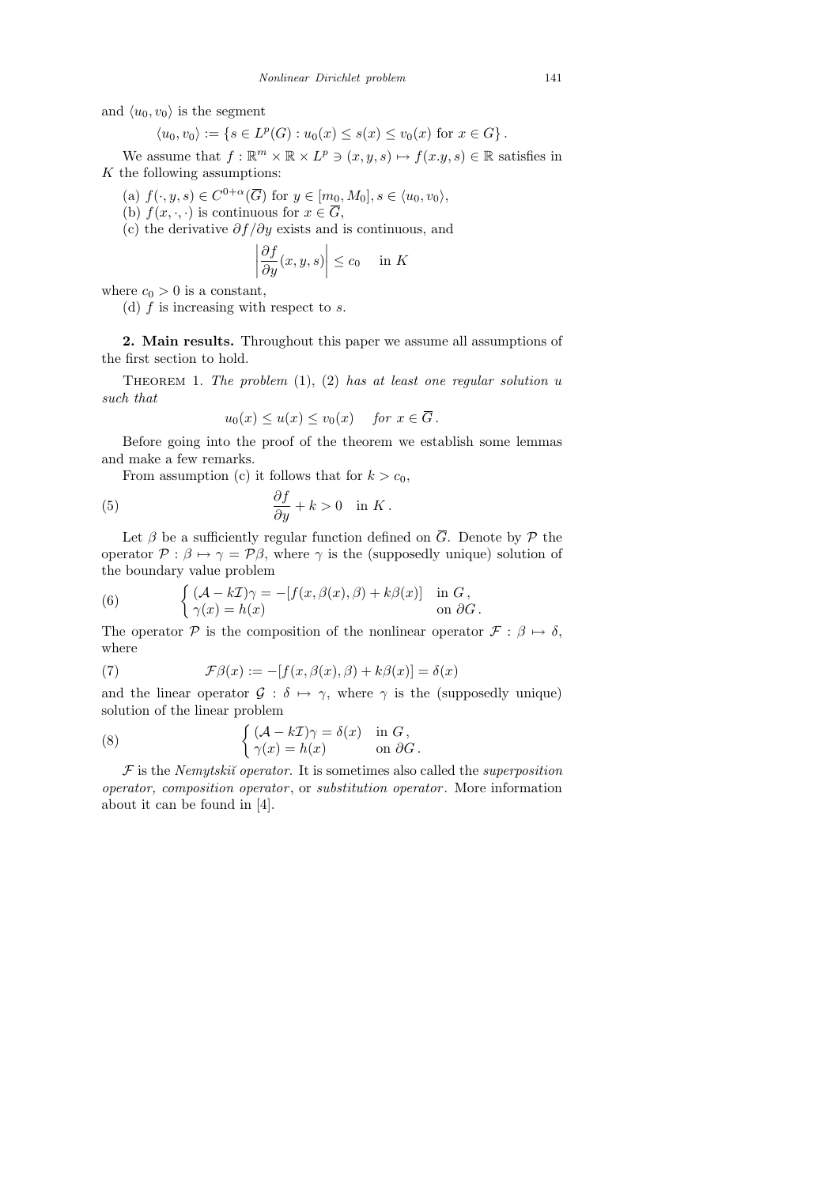and $\langle u_0, v_0 \rangle$ is the segment

$$\langle u_0, v_0 \rangle := \{s \in L^p(G) : u_0(x) \le s(x) \le v_0(x) \text{ for } x \in G\}\,.$$

We assume that $f : \mathbb{R}^m \times \mathbb{R} \times L^p \ni (x, y, s) \mapsto f(x.y, s) \in \mathbb{R}$ satisfies in $K$ the following assumptions:

(a) $f(\cdot, y, s) \in C^{0+\alpha}(\overline{G})$ for $y \in [m_0, M_0], s \in \langle u_0, v_0 \rangle$,

(b) $f(x, \cdot, \cdot)$ is continuous for $x \in \overline{G}$,

(c) the derivative $\partial f / \partial y$ exists and is continuous, and

$$\left| \frac{\partial f}{\partial y}(x, y, s) \right| \le c_0 \quad \text{in } K$$

where $c_0 > 0$ is a constant,

(d) $f$ is increasing with respect to $s$.

**2. Main results.** Throughout this paper we assume all assumptions of the first section to hold.

THEOREM 1. *The problem* (1), (2) *has at least one regular solution* $u$ *such that*

$$u_0(x) \le u(x) \le v_0(x) \quad \textit{for } x \in \overline{G}\,.$$

Before going into the proof of the theorem we establish some lemmas and make a few remarks.

From assumption (c) it follows that for $k > c_0$,

$$\frac{\partial f}{\partial y} + k > 0 \quad \text{in } K\,. \tag{5}$$

Let $\beta$ be a sufficiently regular function defined on $\overline{G}$. Denote by $\mathcal{P}$ the operator $\mathcal{P} : \beta \mapsto \gamma = \mathcal{P}\beta$, where $\gamma$ is the (supposedly unique) solution of the boundary value problem

$$\begin{cases} (\mathcal{A} - k\mathcal{I})\gamma = -[f(x, \beta(x), \beta) + k\beta(x)] & \text{in } G\,, \\ \gamma(x) = h(x) & \text{on } \partial G\,. \end{cases} \tag{6}$$

The operator $\mathcal{P}$ is the composition of the nonlinear operator $\mathcal{F} : \beta \mapsto \delta$, where

$$\mathcal{F}\beta(x) := -[f(x, \beta(x), \beta) + k\beta(x)] = \delta(x) \tag{7}$$

and the linear operator $\mathcal{G} : \delta \mapsto \gamma$, where $\gamma$ is the (supposedly unique) solution of the linear problem

$$\begin{cases} (\mathcal{A} - k\mathcal{I})\gamma = \delta(x) & \text{in } G\,, \\ \gamma(x) = h(x) & \text{on } \partial G\,. \end{cases} \tag{8}$$

$\mathcal{F}$ is the *Nemytskiĭ operator*. It is sometimes also called the *superposition operator, composition operator*, or *substitution operator*. More information about it can be found in [4].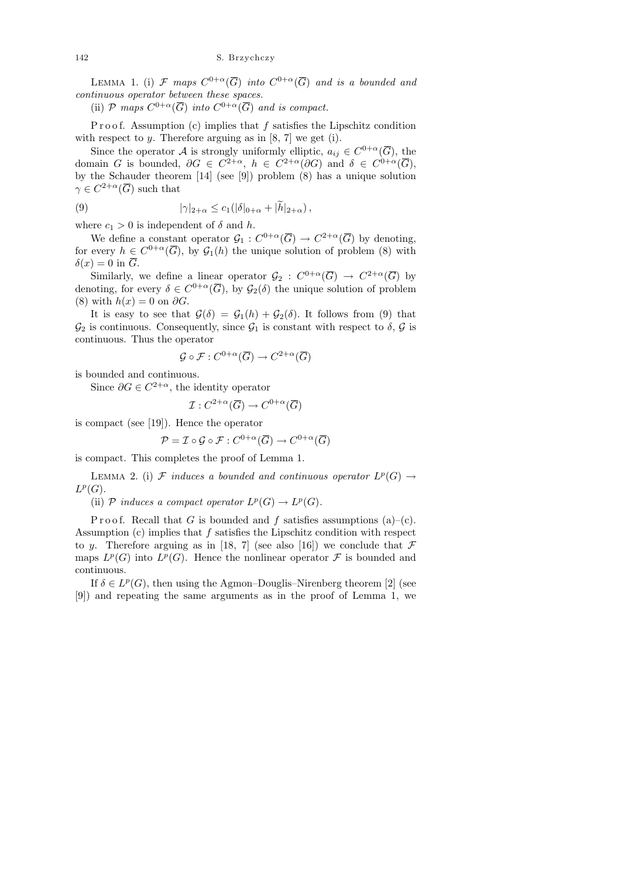LEMMA 1. (i) *$\mathcal{F}$ maps $C^{0+\alpha}(\overline{G})$ into $C^{0+\alpha}(\overline{G})$ and is a bounded and continuous operator between these spaces.*

(ii) *$\mathcal{P}$ maps $C^{0+\alpha}(\overline{G})$ into $C^{0+\alpha}(\overline{G})$ and is compact.*

Proof. Assumption (c) implies that $f$ satisfies the Lipschitz condition with respect to $y$. Therefore arguing as in [8, 7] we get (i).

Since the operator $\mathcal{A}$ is strongly uniformly elliptic, $a_{ij} \in C^{0+\alpha}(\overline{G})$, the domain $G$ is bounded, $\partial G \in C^{2+\alpha}$, $h \in C^{2+\alpha}(\partial G)$ and $\delta \in C^{0+\alpha}(\overline{G})$, by the Schauder theorem [14] (see [9]) problem (8) has a unique solution $\gamma \in C^{2+\alpha}(\overline{G})$ such that

$$|\gamma|_{2+\alpha} \leq c_1(|\delta|_{0+\alpha} + |\widetilde{h}|_{2+\alpha}), \tag{9}$$

where $c_1 > 0$ is independent of $\delta$ and $h$.

We define a constant operator $\mathcal{G}_1 : C^{0+\alpha}(\overline{G}) \to C^{2+\alpha}(\overline{G})$ by denoting, for every $h \in C^{0+\alpha}(\overline{G})$, by $\mathcal{G}_1(h)$ the unique solution of problem (8) with $\delta(x) = 0$ in $\overline{G}$.

Similarly, we define a linear operator $\mathcal{G}_2 : C^{0+\alpha}(\overline{G}) \to C^{2+\alpha}(\overline{G})$ by denoting, for every $\delta \in C^{0+\alpha}(\overline{G})$, by $\mathcal{G}_2(\delta)$ the unique solution of problem (8) with $h(x) = 0$ on $\partial G$.

It is easy to see that $\mathcal{G}(\delta) = \mathcal{G}_1(h) + \mathcal{G}_2(\delta)$. It follows from (9) that $\mathcal{G}_2$ is continuous. Consequently, since $\mathcal{G}_1$ is constant with respect to $\delta$, $\mathcal{G}$ is continuous. Thus the operator

$$\mathcal{G} \circ \mathcal{F} : C^{0+\alpha}(\overline{G}) \to C^{2+\alpha}(\overline{G})$$

is bounded and continuous.

Since $\partial G \in C^{2+\alpha}$, the identity operator

$$\mathcal{I} : C^{2+\alpha}(\overline{G}) \to C^{0+\alpha}(\overline{G})$$

is compact (see [19]). Hence the operator

$$\mathcal{P} = \mathcal{I} \circ \mathcal{G} \circ \mathcal{F} : C^{0+\alpha}(\overline{G}) \to C^{0+\alpha}(\overline{G})$$

is compact. This completes the proof of Lemma 1.

LEMMA 2. (i) *$\mathcal{F}$ induces a bounded and continuous operator $L^p(G) \to L^p(G)$.*

(ii) *$\mathcal{P}$ induces a compact operator $L^p(G) \to L^p(G)$.*

Proof. Recall that $G$ is bounded and $f$ satisfies assumptions (a)–(c). Assumption (c) implies that $f$ satisfies the Lipschitz condition with respect to $y$. Therefore arguing as in [18, 7] (see also [16]) we conclude that $\mathcal{F}$ maps $L^p(G)$ into $L^p(G)$. Hence the nonlinear operator $\mathcal{F}$ is bounded and continuous.

If $\delta \in L^p(G)$, then using the Agmon–Douglis–Nirenberg theorem [2] (see [9]) and repeating the same arguments as in the proof of Lemma 1, we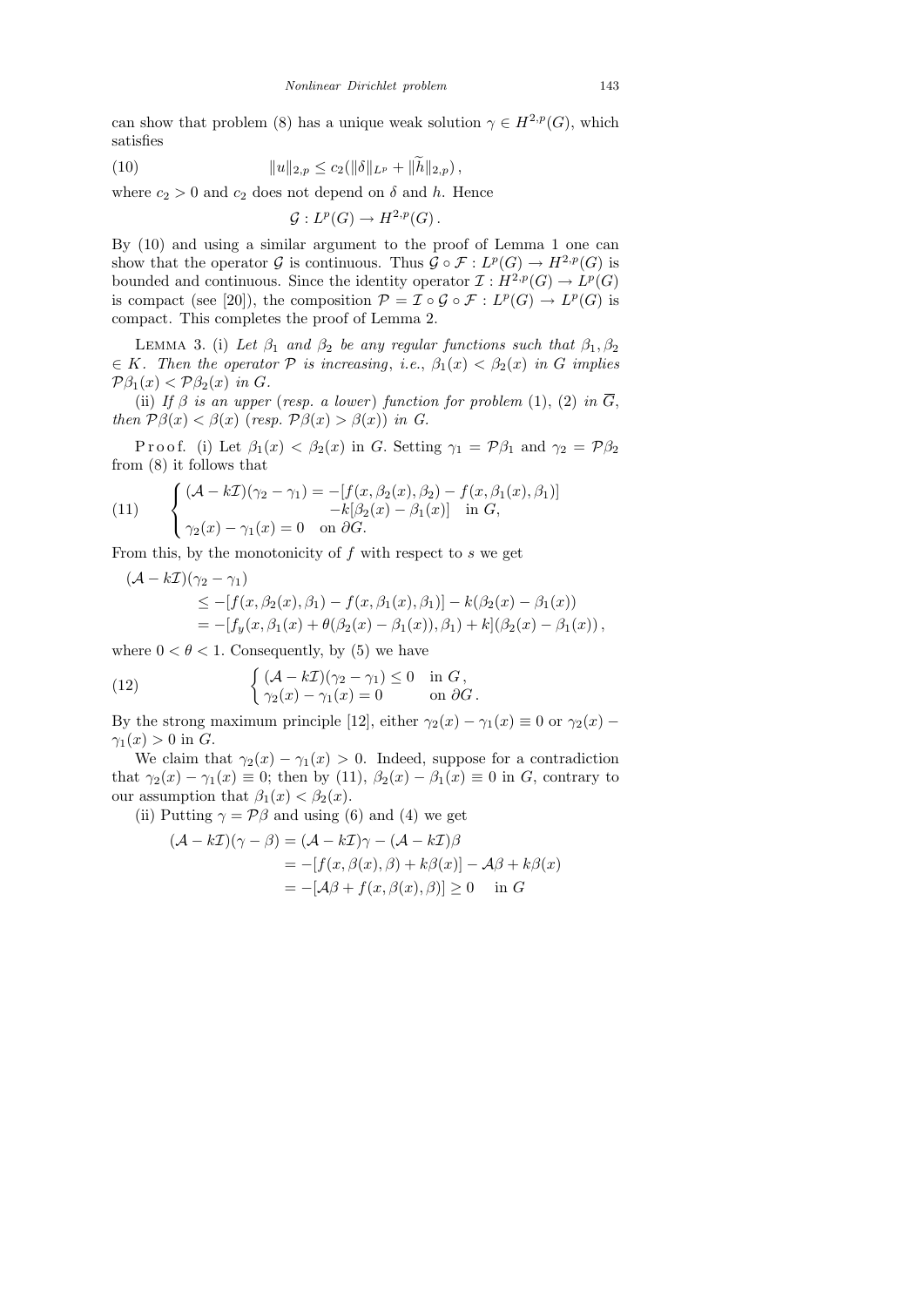can show that problem (8) has a unique weak solution $\gamma \in H^{2,p}(G)$, which satisfies

$$\|u\|_{2,p} \le c_2(\|\delta\|_{L^p} + \|\widetilde{h}\|_{2,p}), \tag{10}$$

where $c_2 > 0$ and $c_2$ does not depend on $\delta$ and $h$. Hence

$$\mathcal{G} : L^p(G) \to H^{2,p}(G).$$

By (10) and using a similar argument to the proof of Lemma 1 one can show that the operator $\mathcal{G}$ is continuous. Thus $\mathcal{G} \circ \mathcal{F} : L^p(G) \to H^{2,p}(G)$ is bounded and continuous. Since the identity operator $\mathcal{I} : H^{2,p}(G) \to L^p(G)$ is compact (see [20]), the composition $\mathcal{P} = \mathcal{I} \circ \mathcal{G} \circ \mathcal{F} : L^p(G) \to L^p(G)$ is compact. This completes the proof of Lemma 2.

LEMMA 3. (i) *Let $\beta_1$ and $\beta_2$ be any regular functions such that $\beta_1, \beta_2 \in K$. Then the operator $\mathcal{P}$ is increasing, i.e., $\beta_1(x) < \beta_2(x)$ in $G$ implies $\mathcal{P}\beta_1(x) < \mathcal{P}\beta_2(x)$ in $G$.*

(ii) *If $\beta$ is an upper (resp. a lower) function for problem* (1), (2) *in $\overline{G}$, then $\mathcal{P}\beta(x) < \beta(x)$ (resp. $\mathcal{P}\beta(x) > \beta(x)$) in $G$.*

Proof. (i) Let $\beta_1(x) < \beta_2(x)$ in $G$. Setting $\gamma_1 = \mathcal{P}\beta_1$ and $\gamma_2 = \mathcal{P}\beta_2$ from (8) it follows that

$$\begin{cases} (\mathcal{A} - k\mathcal{I})(\gamma_2 - \gamma_1) = -[f(x, \beta_2(x), \beta_2) - f(x, \beta_1(x), \beta_1)] \\ \qquad\qquad\qquad\qquad\quad -k[\beta_2(x) - \beta_1(x)] \quad \text{in } G, \\ \gamma_2(x) - \gamma_1(x) = 0 \quad \text{on } \partial G. \end{cases} \tag{11}$$

From this, by the monotonicity of $f$ with respect to $s$ we get

$$\begin{aligned} (\mathcal{A} - k\mathcal{I})&(\gamma_2 - \gamma_1) \\ &\le -[f(x, \beta_2(x), \beta_1) - f(x, \beta_1(x), \beta_1)] - k(\beta_2(x) - \beta_1(x)) \\ &= -[f_y(x, \beta_1(x) + \theta(\beta_2(x) - \beta_1(x)), \beta_1) + k](\beta_2(x) - \beta_1(x)), \end{aligned}$$

where $0 < \theta < 1$. Consequently, by (5) we have

$$\begin{cases} (\mathcal{A} - k\mathcal{I})(\gamma_2 - \gamma_1) \le 0 & \text{in } G, \\ \gamma_2(x) - \gamma_1(x) = 0 & \text{on } \partial G. \end{cases} \tag{12}$$

By the strong maximum principle [12], either $\gamma_2(x) - \gamma_1(x) \equiv 0$ or $\gamma_2(x) - \gamma_1(x) > 0$ in $G$.

We claim that $\gamma_2(x) - \gamma_1(x) > 0$. Indeed, suppose for a contradiction that $\gamma_2(x) - \gamma_1(x) \equiv 0$; then by (11), $\beta_2(x) - \beta_1(x) \equiv 0$ in $G$, contrary to our assumption that $\beta_1(x) < \beta_2(x)$.

(ii) Putting $\gamma = \mathcal{P}\beta$ and using (6) and (4) we get

$$\begin{aligned} (\mathcal{A} - k\mathcal{I})(\gamma - \beta) &= (\mathcal{A} - k\mathcal{I})\gamma - (\mathcal{A} - k\mathcal{I})\beta \\ &= -[f(x, \beta(x), \beta) + k\beta(x)] - \mathcal{A}\beta + k\beta(x) \\ &= -[\mathcal{A}\beta + f(x, \beta(x), \beta)] \ge 0 \quad \text{in } G \end{aligned}$$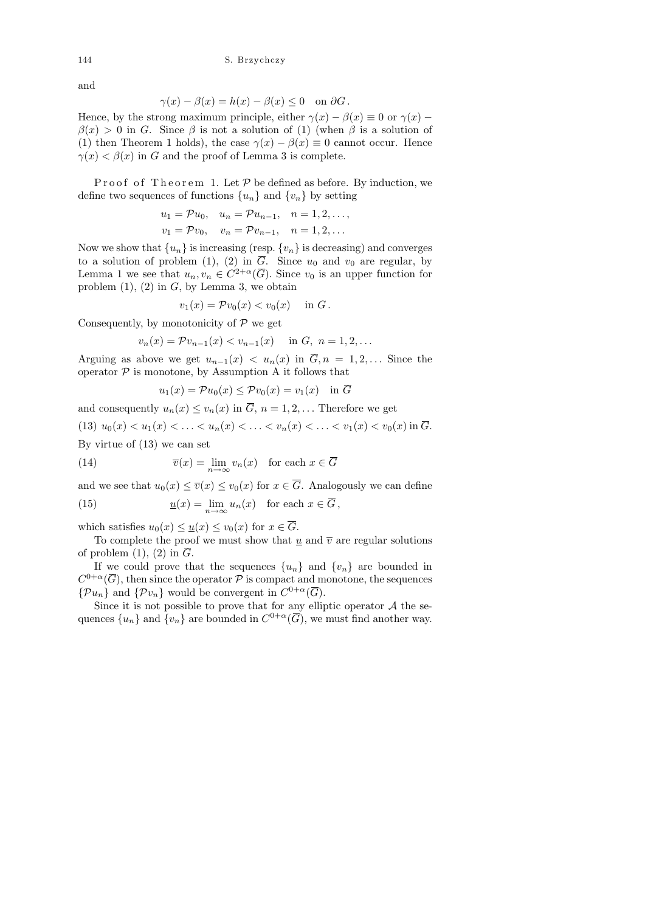and

$$\gamma(x) - \beta(x) = h(x) - \beta(x) \le 0 \quad \text{on } \partial G\,.$$

Hence, by the strong maximum principle, either $\gamma(x) - \beta(x) \equiv 0$ or $\gamma(x) - \beta(x) > 0$ in $G$. Since $\beta$ is not a solution of (1) (when $\beta$ is a solution of (1) then Theorem 1 holds), the case $\gamma(x) - \beta(x) \equiv 0$ cannot occur. Hence $\gamma(x) < \beta(x)$ in $G$ and the proof of Lemma 3 is complete.

Proof of Theorem 1. Let $\mathcal{P}$ be defined as before. By induction, we define two sequences of functions $\{u_n\}$ and $\{v_n\}$ by setting

$$u_1 = \mathcal{P}u_0, \quad u_n = \mathcal{P}u_{n-1}, \quad n = 1, 2, \ldots,$$
$$v_1 = \mathcal{P}v_0, \quad v_n = \mathcal{P}v_{n-1}, \quad n = 1, 2, \ldots$$

Now we show that $\{u_n\}$ is increasing (resp. $\{v_n\}$ is decreasing) and converges to a solution of problem (1), (2) in $\overline{G}$. Since $u_0$ and $v_0$ are regular, by Lemma 1 we see that $u_n, v_n \in C^{2+\alpha}(\overline{G})$. Since $v_0$ is an upper function for problem (1), (2) in $G$, by Lemma 3, we obtain

$$v_1(x) = \mathcal{P}v_0(x) < v_0(x) \quad \text{in } G\,.$$

Consequently, by monotonicity of $\mathcal{P}$ we get

$$v_n(x) = \mathcal{P}v_{n-1}(x) < v_{n-1}(x) \quad \text{in } G,\ n = 1, 2, \ldots$$

Arguing as above we get $u_{n-1}(x) < u_n(x)$ in $\overline{G}, n = 1, 2, \ldots$ Since the operator $\mathcal{P}$ is monotone, by Assumption A it follows that

$$u_1(x) = \mathcal{P}u_0(x) \le \mathcal{P}v_0(x) = v_1(x) \quad \text{in } \overline{G}$$

and consequently $u_n(x) \le v_n(x)$ in $\overline{G}$, $n = 1, 2, \ldots$ Therefore we get

$$u_0(x) < u_1(x) < \ldots < u_n(x) < \ldots < v_n(x) < \ldots < v_1(x) < v_0(x) \text{ in } \overline{G}. \tag{13}$$

By virtue of (13) we can set

$$\overline{v}(x) = \lim_{n\to\infty} v_n(x) \quad \text{for each } x \in \overline{G} \tag{14}$$

and we see that $u_0(x) \le \overline{v}(x) \le v_0(x)$ for $x \in \overline{G}$. Analogously we can define

$$\underline{u}(x) = \lim_{n\to\infty} u_n(x) \quad \text{for each } x \in \overline{G}\,, \tag{15}$$

which satisfies $u_0(x) \le \underline{u}(x) \le v_0(x)$ for $x \in \overline{G}$.

To complete the proof we must show that $\underline{u}$ and $\overline{v}$ are regular solutions of problem (1), (2) in $\overline{G}$.

If we could prove that the sequences $\{u_n\}$ and $\{v_n\}$ are bounded in $C^{0+\alpha}(\overline{G})$, then since the operator $\mathcal{P}$ is compact and monotone, the sequences $\{\mathcal{P}u_n\}$ and $\{\mathcal{P}v_n\}$ would be convergent in $C^{0+\alpha}(\overline{G})$.

Since it is not possible to prove that for any elliptic operator $\mathcal{A}$ the sequences $\{u_n\}$ and $\{v_n\}$ are bounded in $C^{0+\alpha}(\overline{G})$, we must find another way.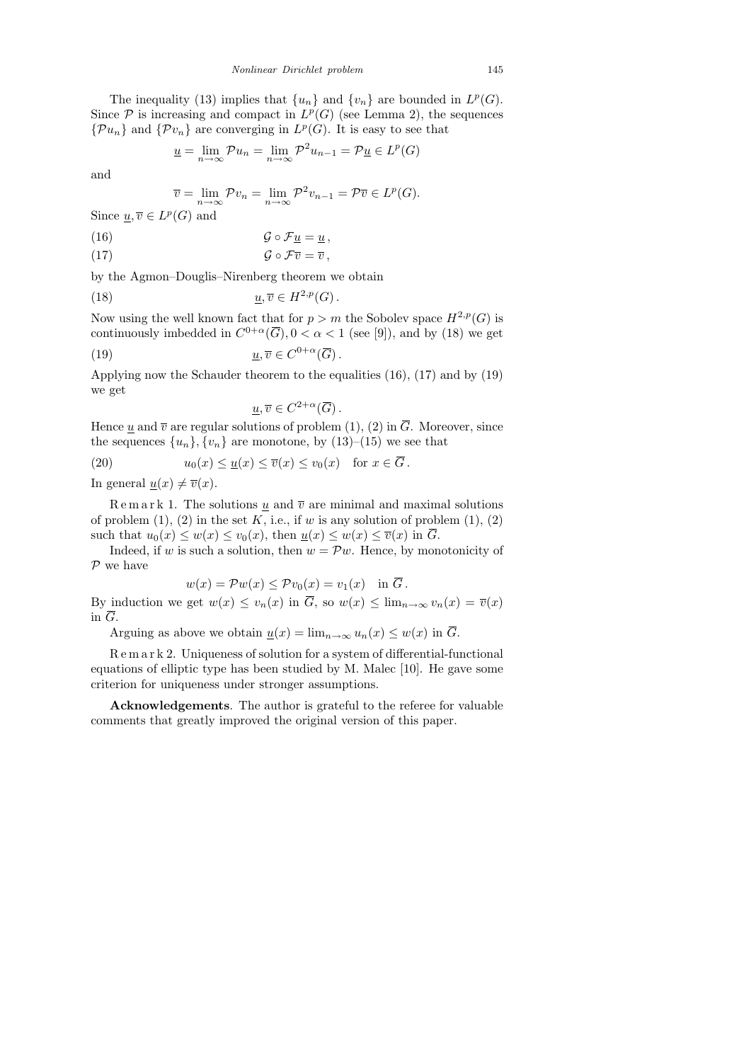The inequality (13) implies that $\{u_n\}$ and $\{v_n\}$ are bounded in $L^p(G)$. Since $\mathcal{P}$ is increasing and compact in $L^p(G)$ (see Lemma 2), the sequences $\{\mathcal{P}u_n\}$ and $\{\mathcal{P}v_n\}$ are converging in $L^p(G)$. It is easy to see that

$$\underline{u} = \lim_{n\to\infty} \mathcal{P}u_n = \lim_{n\to\infty} \mathcal{P}^2 u_{n-1} = \mathcal{P}\underline{u} \in L^p(G)$$

and

$$\overline{v} = \lim_{n\to\infty} \mathcal{P}v_n = \lim_{n\to\infty} \mathcal{P}^2 v_{n-1} = \mathcal{P}\overline{v} \in L^p(G).$$

Since $\underline{u}, \overline{v} \in L^p(G)$ and

$$\mathcal{G} \circ \mathcal{F}\underline{u} = \underline{u}\,, \tag{16}$$

$$\mathcal{G} \circ \mathcal{F}\overline{v} = \overline{v}\,, \tag{17}$$

by the Agmon–Douglis–Nirenberg theorem we obtain

$$\underline{u}, \overline{v} \in H^{2,p}(G)\,. \tag{18}$$

Now using the well known fact that for $p > m$ the Sobolev space $H^{2,p}(G)$ is continuously imbedded in $C^{0+\alpha}(\overline{G}), 0 < \alpha < 1$ (see [9]), and by (18) we get

$$\underline{u}, \overline{v} \in C^{0+\alpha}(\overline{G})\,. \tag{19}$$

Applying now the Schauder theorem to the equalities (16), (17) and by (19) we get

$$\underline{u}, \overline{v} \in C^{2+\alpha}(\overline{G})\,.$$

Hence $\underline{u}$ and $\overline{v}$ are regular solutions of problem (1), (2) in $\overline{G}$. Moreover, since the sequences $\{u_n\}, \{v_n\}$ are monotone, by (13)–(15) we see that

$$u_0(x) \le \underline{u}(x) \le \overline{v}(x) \le v_0(x) \quad \text{for } x \in \overline{G}\,. \tag{20}$$

In general $\underline{u}(x) \neq \overline{v}(x)$.

R e m a r k 1. The solutions $\underline{u}$ and $\overline{v}$ are minimal and maximal solutions of problem (1), (2) in the set $K$, i.e., if $w$ is any solution of problem (1), (2) such that $u_0(x) \le w(x) \le v_0(x)$, then $\underline{u}(x) \le w(x) \le \overline{v}(x)$ in $\overline{G}$.

Indeed, if $w$ is such a solution, then $w = \mathcal{P}w$. Hence, by monotonicity of $\mathcal{P}$ we have

$$w(x) = \mathcal{P}w(x) \le \mathcal{P}v_0(x) = v_1(x) \quad \text{in } \overline{G}\,.$$

By induction we get $w(x) \le v_n(x)$ in $\overline{G}$, so $w(x) \le \lim_{n\to\infty} v_n(x) = \overline{v}(x)$ in $\overline{G}$.

Arguing as above we obtain $\underline{u}(x) = \lim_{n\to\infty} u_n(x) \le w(x)$ in $\overline{G}$.

R e m a r k 2. Uniqueness of solution for a system of differential-functional equations of elliptic type has been studied by M. Malec [10]. He gave some criterion for uniqueness under stronger assumptions.

**Acknowledgements**. The author is grateful to the referee for valuable comments that greatly improved the original version of this paper.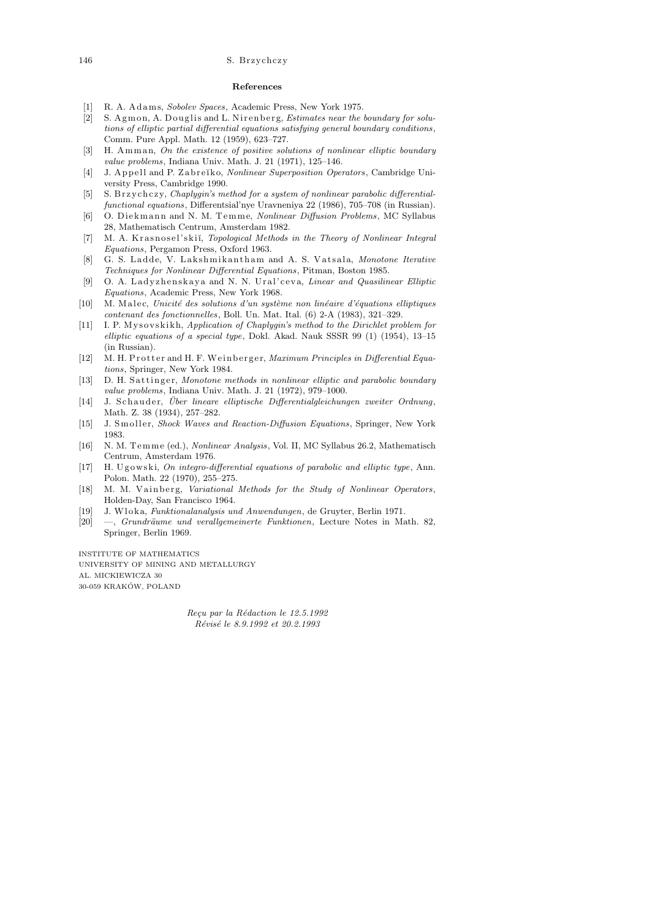### References

[1] R. A. Adams, *Sobolev Spaces*, Academic Press, New York 1975.

[2] S. Agmon, A. Douglis and L. Nirenberg, *Estimates near the boundary for solutions of elliptic partial differential equations satisfying general boundary conditions*, Comm. Pure Appl. Math. 12 (1959), 623–727.

[3] H. Amman, *On the existence of positive solutions of nonlinear elliptic boundary value problems*, Indiana Univ. Math. J. 21 (1971), 125–146.

[4] J. Appell and P. Zabreĭko, *Nonlinear Superposition Operators*, Cambridge University Press, Cambridge 1990.

[5] S. Brzychczy, *Chaplygin's method for a system of nonlinear parabolic differential-functional equations*, Differentsial'nye Uravneniya 22 (1986), 705–708 (in Russian).

[6] O. Diekmann and N. M. Temme, *Nonlinear Diffusion Problems*, MC Syllabus 28, Mathematisch Centrum, Amsterdam 1982.

[7] M. A. Krasnosel'skiĭ, *Topological Methods in the Theory of Nonlinear Integral Equations*, Pergamon Press, Oxford 1963.

[8] G. S. Ladde, V. Lakshmikantham and A. S. Vatsala, *Monotone Iterative Techniques for Nonlinear Differential Equations*, Pitman, Boston 1985.

[9] O. A. Ladyzhenskaya and N. N. Ural'ceva, *Linear and Quasilinear Elliptic Equations*, Academic Press, New York 1968.

[10] M. Malec, *Unicité des solutions d'un système non linéaire d'équations elliptiques contenant des fonctionnelles*, Boll. Un. Mat. Ital. (6) 2-A (1983), 321–329.

[11] I. P. Mysovskikh, *Application of Chaplygin's method to the Dirichlet problem for elliptic equations of a special type*, Dokl. Akad. Nauk SSSR 99 (1) (1954), 13–15 (in Russian).

[12] M. H. Protter and H. F. Weinberger, *Maximum Principles in Differential Equations*, Springer, New York 1984.

[13] D. H. Sattinger, *Monotone methods in nonlinear elliptic and parabolic boundary value problems*, Indiana Univ. Math. J. 21 (1972), 979–1000.

[14] J. Schauder, *Über lineare elliptische Differentialgleichungen zweiter Ordnung*, Math. Z. 38 (1934), 257–282.

[15] J. Smoller, *Shock Waves and Reaction-Diffusion Equations*, Springer, New York 1983.

[16] N. M. Temme (ed.), *Nonlinear Analysis*, Vol. II, MC Syllabus 26.2, Mathematisch Centrum, Amsterdam 1976.

[17] H. Ugowski, *On integro-differential equations of parabolic and elliptic type*, Ann. Polon. Math. 22 (1970), 255–275.

[18] M. M. Vainberg, *Variational Methods for the Study of Nonlinear Operators*, Holden-Day, San Francisco 1964.

[19] J. Wloka, *Funktionalanalysis und Anwendungen*, de Gruyter, Berlin 1971.

[20] —, *Grundräume und verallgemeinerte Funktionen*, Lecture Notes in Math. 82, Springer, Berlin 1969.

INSTITUTE OF MATHEMATICS
UNIVERSITY OF MINING AND METALLURGY
AL. MICKIEWICZA 30
30-059 KRAKÓW, POLAND

*Reçu par la Rédaction le 12.5.1992*
*Révisé le 8.9.1992 et 20.2.1993*